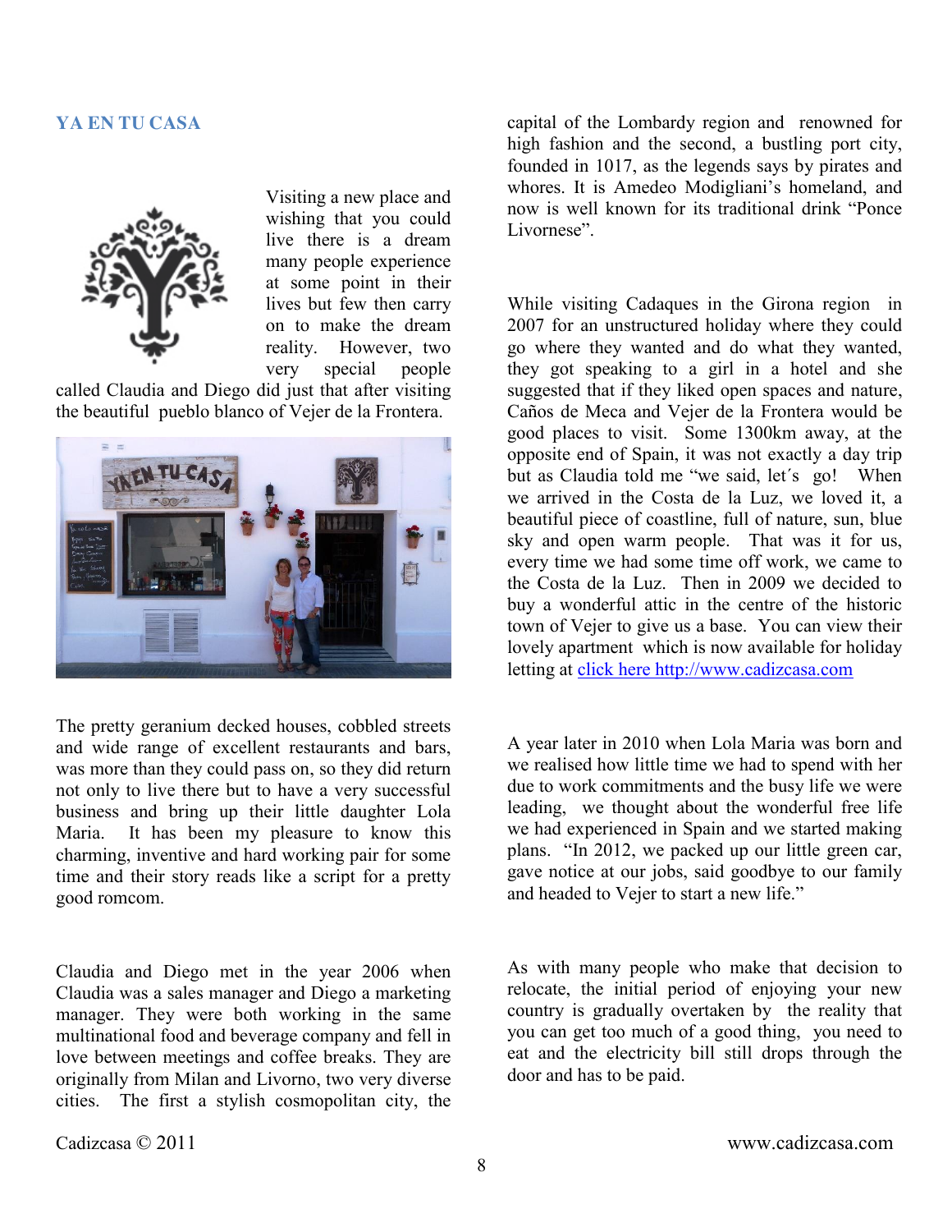## YA EN TU CASA

Visiting a new place and wishing that you could live there is a dream many people experience at some point in their lives but few then carry on to make the dream reality. However, two very special people called Claudia and Diego did just that after visiting the beautiful pueblo blanco of Vejer de la Frontera.

The pretty geranium decked houses, cobbled streets and wide range of excellent restaurants and bars, was more than they could pass on, so they did return not only to live there but to have a very successful business and bring up their little daughter Lola Maria. It has been my pleasure to know this charming, inventive and hard working pair for some time and their story reads like a script for a pretty good romcom.

Claudia and Diego met in the year 2006 when Claudia was a sales manager and Diego a marketing manager. They were both working in the same multinational food and beverage company and fell in love between meetings and coffee breaks. They are originally from Milan and Livorno, two very diverse cities. The first a stylish cosmopolitan city, the capital of the Lombardy region and renowned for high fashion and the second, a bustling port city, founded in 1017, as the legends says by pirates and whores. It is Amedeo Modigliani's homeland, and now is well known for its traditional drink "Ponce Livornese".

While visiting Cadaques in the Girona region in 2007 for an unstructured holiday where they could go where they wanted and do what they wanted, they got speaking to a girl in a hotel and she suggested that if they liked open spaces and nature, Caños de Meca and Vejer de la Frontera would be good places to visit. Some 1300km away, at the opposite end of Spain, it was not exactly a day trip but as Claudia told me "we said, let´s go! When we arrived in the Costa de la Luz, we loved it, a beautiful piece of coastline, full of nature, sun, blue sky and open warm people. That was it for us, every time we had some time off work, we came to the Costa de la Luz. Then in 2009 we decided to buy a wonderful attic in the centre of the historic town of Vejer to give us a base. You can view their lovely apartment which is now available for holiday letting at [click here http://www.cadizcasa.com](http://www.cadizcasa.com)

A year later in 2010 when Lola Maria was born and we realised how little time we had to spend with her due to work commitments and the busy life we were leading, we thought about the wonderful free life we had experienced in Spain and we started making plans. "In 2012, we packed up our little green car, gave notice at our jobs, said goodbye to our family and headed to Vejer to start a new life."

As with many people who make that decision to relocate, the initial period of enjoying your new country is gradually overtaken by the reality that you can get too much of a good thing, you need to eat and the electricity bill still drops through the door and has to be paid.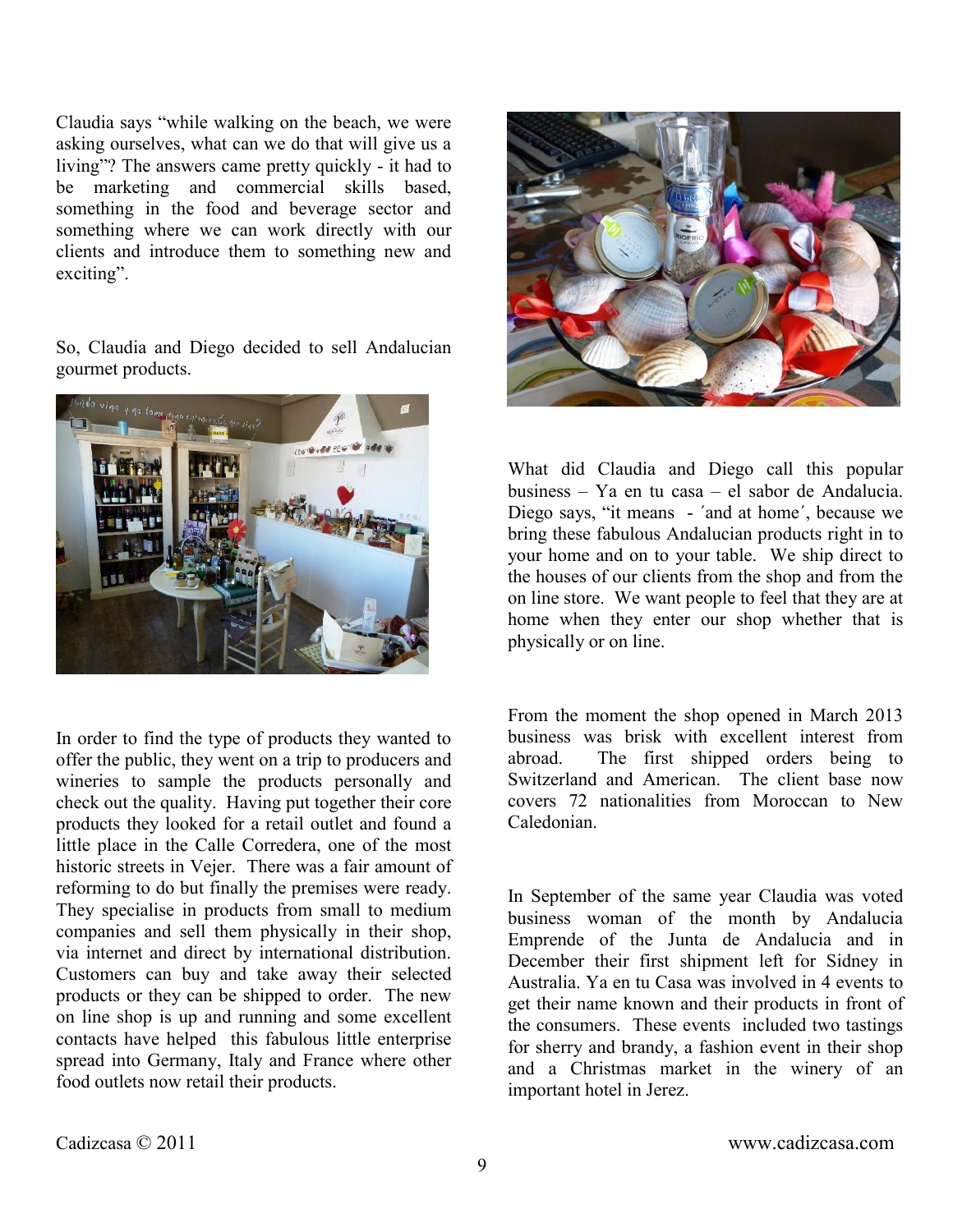Claudia says "while walking on the beach, we were asking ourselves, what can we do that will give us a living"? The answers came pretty quickly - it had to be marketing and commercial skills based, something in the food and beverage sector and something where we can work directly with our clients and introduce them to something new and exciting".

So, Claudia and Diego decided to sell Andalucian gourmet products.

In order to find the type of products they wanted to offer the public, they went on a trip to producers and wineries to sample the products personally and check out the quality. Having put together their core products they looked for a retail outlet and found a little place in the Calle Corredera, one of the most historic streets in Vejer. There was a fair amount of reforming to do but finally the premises were ready. They specialise in products from small to medium companies and sell them physically in their shop, via internet and direct by international distribution. Customers can buy and take away their selected products or they can be shipped to order. The new on line shop is up and running and some excellent contacts have helped this fabulous little enterprise spread into Germany, Italy and France where other food outlets now retail their products.

What did Claudia and Diego call this popular business – Ya en tu casa – el sabor de Andalucia. Diego says, "it means - ´and at home´, because we bring these fabulous Andalucian products right in to your home and on to your table. We ship direct to the houses of our clients from the shop and from the on line store. We want people to feel that they are at home when they enter our shop whether that is physically or on line.

From the moment the shop opened in March 2013 business was brisk with excellent interest from abroad. The first shipped orders being to Switzerland and American. The client base now covers 72 nationalities from Moroccan to New Caledonian.

In September of the same year Claudia was voted business woman of the month by Andalucia Emprende of the Junta de Andalucia and in December their first shipment left for Sidney in Australia. Ya en tu Casa was involved in 4 events to get their name known and their products in front of the consumers. These events included two tastings for sherry and brandy, a fashion event in their shop and a Christmas market in the winery of an important hotel in Jerez.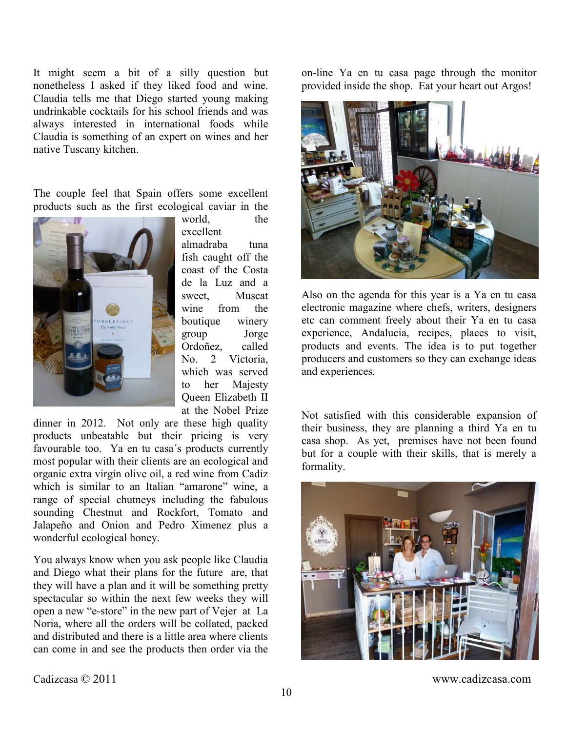It might seem a bit of a silly question but nonetheless I asked if they liked food and wine. Claudia tells me that Diego started young making undrinkable cocktails for his school friends and was always interested in international foods while Claudia is something of an expert on wines and her native Tuscany kitchen.

The couple feel that Spain offers some excellent products such as the first ecological caviar in the world, the excellent almadraba tuna fish caught off the coast of the Costa de la Luz and a sweet, Muscat wine from the boutique winery group Jorge Ordoñez, called No. 2 Victoria, which was served to her Majesty Queen Elizabeth II at the Nobel Prize dinner in 2012. Not only are these high quality products unbeatable but their pricing is very favourable too. Ya en tu casa´s products currently most popular with their clients are an ecological and organic extra virgin olive oil, a red wine from Cadiz which is similar to an Italian "amarone" wine, a range of special chutneys including the fabulous sounding Chestnut and Rockfort, Tomato and Jalapeño and Onion and Pedro Ximenez plus a wonderful ecological honey.

You always know when you ask people like Claudia and Diego what their plans for the future are, that they will have a plan and it will be something pretty spectacular so within the next few weeks they will open a new "e-store" in the new part of Vejer at La Noria, where all the orders will be collated, packed and distributed and there is a little area where clients can come in and see the products then order via the on-line Ya en tu casa page through the monitor provided inside the shop. Eat your heart out Argos!

Also on the agenda for this year is a Ya en tu casa electronic magazine where chefs, writers, designers etc can comment freely about their Ya en tu casa experience, Andalucia, recipes, places to visit, products and events. The idea is to put together producers and customers so they can exchange ideas and experiences.

Not satisfied with this considerable expansion of their business, they are planning a third Ya en tu casa shop. As yet, premises have not been found but for a couple with their skills, that is merely a formality.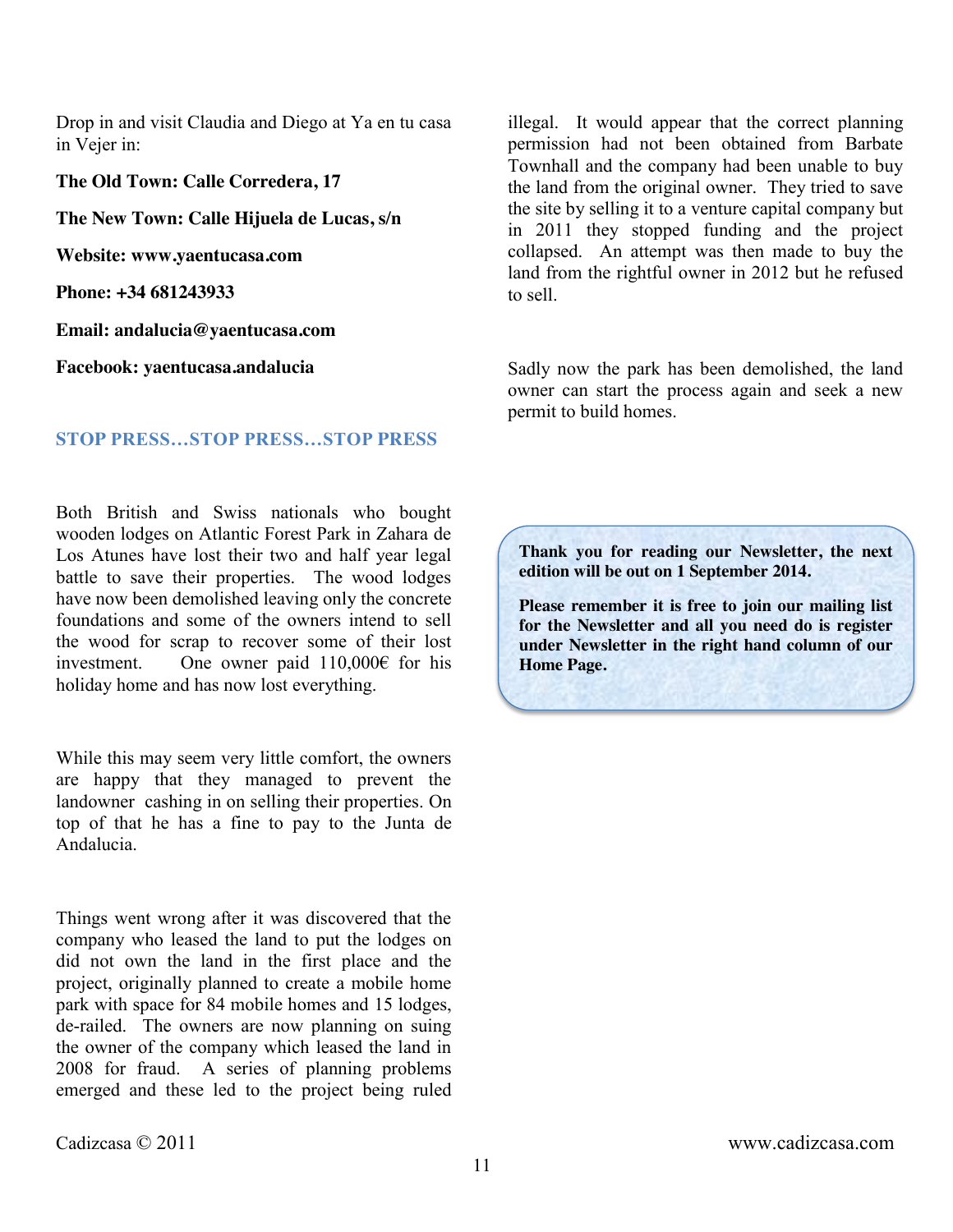Drop in and visit Claudia and Diego at Ya en tu casa in Vejer in:

**The Old Town: Calle Corredera, 17**

**The New Town: Calle Hijuela de Lucas, s/n**

**Website: www.yaentucasa.com**

**Phone: +34 681243933**

**Email: andalucia@yaentucasa.com**

**Facebook: yaentucasa.andalucia**

## STOP PRESS…STOP PRESS…STOP PRESS

Both British and Swiss nationals who bought wooden lodges on Atlantic Forest Park in Zahara de Los Atunes have lost their two and half year legal battle to save their properties. The wood lodges have now been demolished leaving only the concrete foundations and some of the owners intend to sell the wood for scrap to recover some of their lost investment. One owner paid 110,000€ for his holiday home and has now lost everything.

While this may seem very little comfort, the owners are happy that they managed to prevent the landowner cashing in on selling their properties. On top of that he has a fine to pay to the Junta de Andalucia.

Things went wrong after it was discovered that the company who leased the land to put the lodges on did not own the land in the first place and the project, originally planned to create a mobile home park with space for 84 mobile homes and 15 lodges, de-railed. The owners are now planning on suing the owner of the company which leased the land in 2008 for fraud. A series of planning problems emerged and these led to the project being ruled illegal. It would appear that the correct planning permission had not been obtained from Barbate Townhall and the company had been unable to buy the land from the original owner. They tried to save the site by selling it to a venture capital company but in 2011 they stopped funding and the project collapsed. An attempt was then made to buy the land from the rightful owner in 2012 but he refused to sell.

Sadly now the park has been demolished, the land owner can start the process again and seek a new permit to build homes.

**Thank you for reading our Newsletter, the next edition will be out on 1 September 2014.**

**Please remember it is free to join our mailing list for the Newsletter and all you need do is register under Newsletter in the right hand column of our Home Page.**